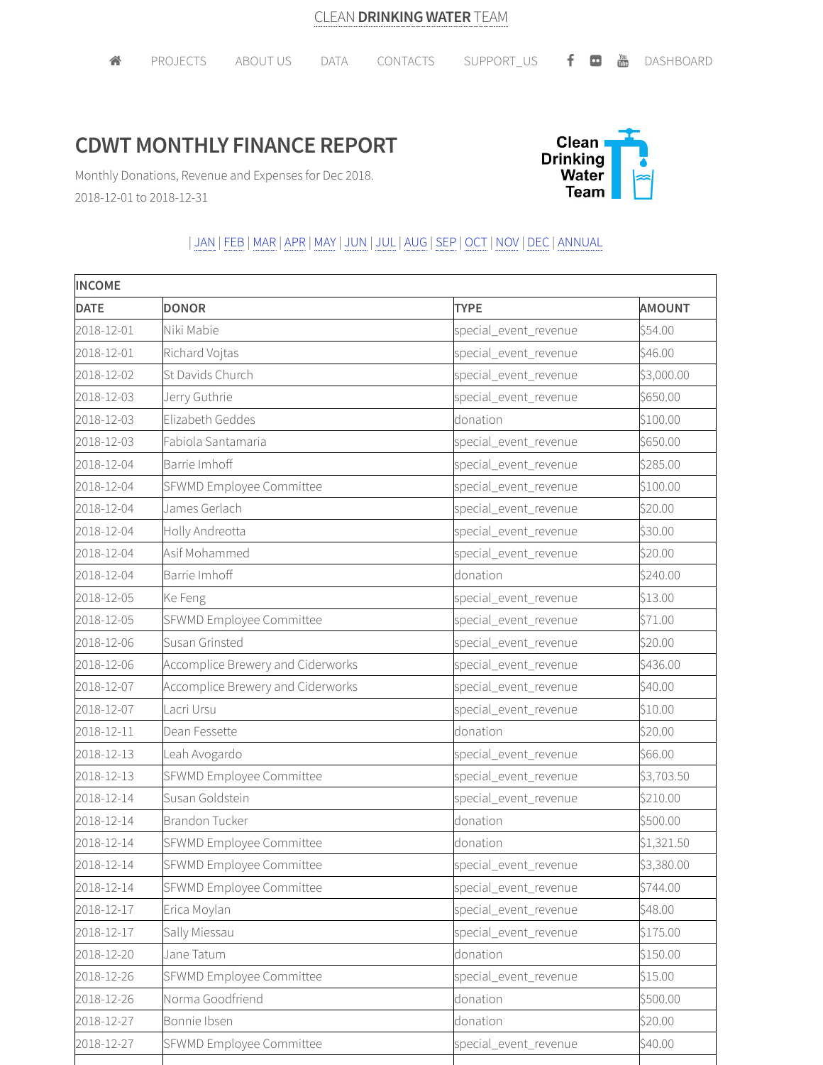CLEAN **DRINKING WATER** TEAM

PROJECTS ABOUT US DATA CONTACTS SUPPORT_US DASHBOARD

# CDWT MONTHLY FINANCE REPORT

Monthly Donations, Revenue and Expenses for Dec 2018.

2018-12-01 to 2018-12-31

Clean Drinking Water Team

| JAN | FEB | MAR | APR | MAY | JUN | JUL | AUG | SEP | OCT | NOV | DEC | ANNUAL

| INCOME | | | |
|---|---|---|---|
| **DATE** | **DONOR** | **TYPE** | **AMOUNT** |
| 2018-12-01 | Niki Mabie | special_event_revenue | $54.00 |
| 2018-12-01 | Richard Vojtas | special_event_revenue | $46.00 |
| 2018-12-02 | St Davids Church | special_event_revenue | $3,000.00 |
| 2018-12-03 | Jerry Guthrie | special_event_revenue | $650.00 |
| 2018-12-03 | Elizabeth Geddes | donation | $100.00 |
| 2018-12-03 | Fabiola Santamaria | special_event_revenue | $650.00 |
| 2018-12-04 | Barrie Imhoff | special_event_revenue | $285.00 |
| 2018-12-04 | SFWMD Employee Committee | special_event_revenue | $100.00 |
| 2018-12-04 | James Gerlach | special_event_revenue | $20.00 |
| 2018-12-04 | Holly Andreotta | special_event_revenue | $30.00 |
| 2018-12-04 | Asif Mohammed | special_event_revenue | $20.00 |
| 2018-12-04 | Barrie Imhoff | donation | $240.00 |
| 2018-12-05 | Ke Feng | special_event_revenue | $13.00 |
| 2018-12-05 | SFWMD Employee Committee | special_event_revenue | $71.00 |
| 2018-12-06 | Susan Grinsted | special_event_revenue | $20.00 |
| 2018-12-06 | Accomplice Brewery and Ciderworks | special_event_revenue | $436.00 |
| 2018-12-07 | Accomplice Brewery and Ciderworks | special_event_revenue | $40.00 |
| 2018-12-07 | Lacri Ursu | special_event_revenue | $10.00 |
| 2018-12-11 | Dean Fessette | donation | $20.00 |
| 2018-12-13 | Leah Avogardo | special_event_revenue | $66.00 |
| 2018-12-13 | SFWMD Employee Committee | special_event_revenue | $3,703.50 |
| 2018-12-14 | Susan Goldstein | special_event_revenue | $210.00 |
| 2018-12-14 | Brandon Tucker | donation | $500.00 |
| 2018-12-14 | SFWMD Employee Committee | donation | $1,321.50 |
| 2018-12-14 | SFWMD Employee Committee | special_event_revenue | $3,380.00 |
| 2018-12-14 | SFWMD Employee Committee | special_event_revenue | $744.00 |
| 2018-12-17 | Erica Moylan | special_event_revenue | $48.00 |
| 2018-12-17 | Sally Miessau | special_event_revenue | $175.00 |
| 2018-12-20 | Jane Tatum | donation | $150.00 |
| 2018-12-26 | SFWMD Employee Committee | special_event_revenue | $15.00 |
| 2018-12-26 | Norma Goodfriend | donation | $500.00 |
| 2018-12-27 | Bonnie Ibsen | donation | $20.00 |
| 2018-12-27 | SFWMD Employee Committee | special_event_revenue | $40.00 |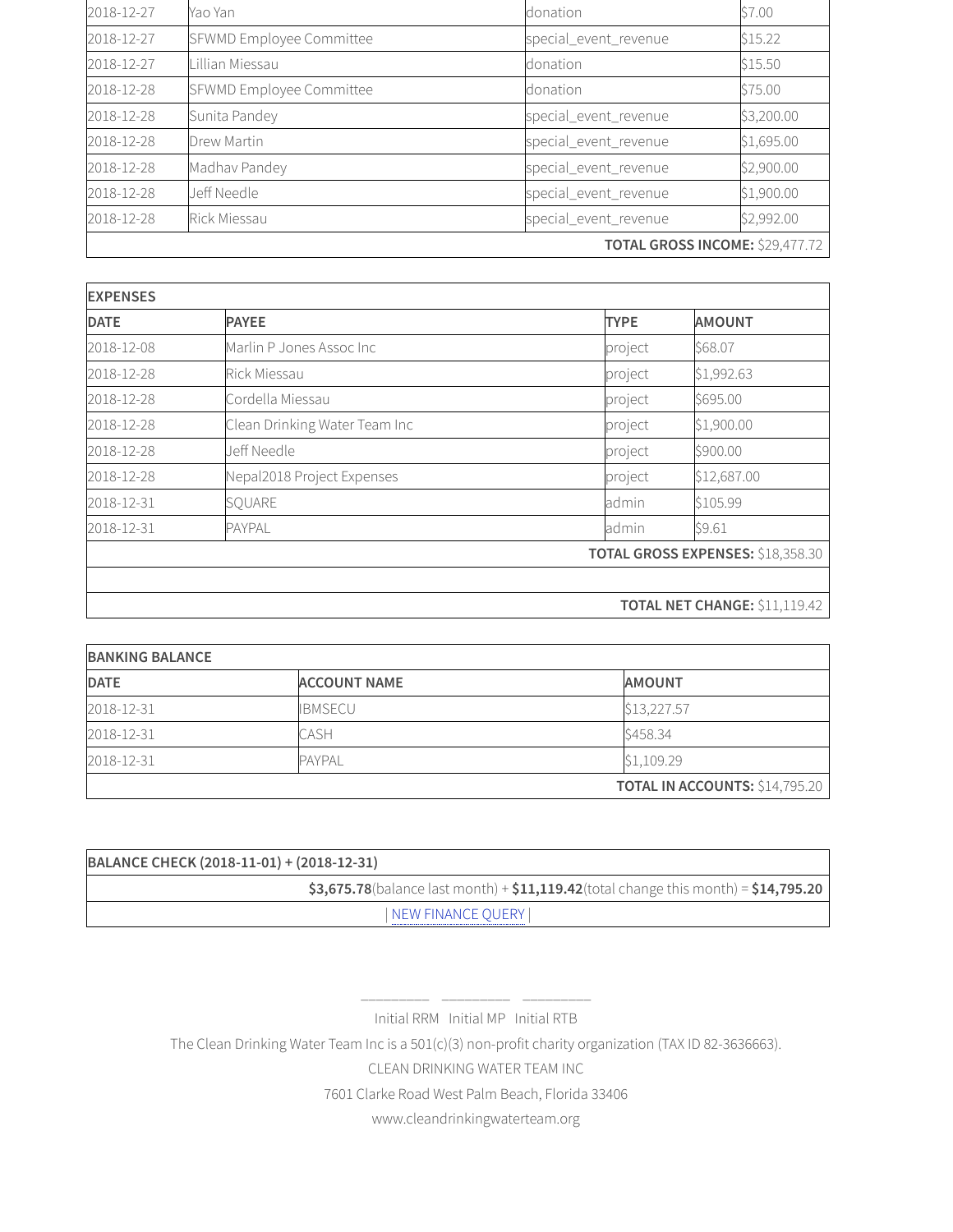| | | | |
|---|---|---|---|
| 2018-12-27 | Yao Yan | donation | $7.00 |
| 2018-12-27 | SFWMD Employee Committee | special_event_revenue | $15.22 |
| 2018-12-27 | Lillian Miessau | donation | $15.50 |
| 2018-12-28 | SFWMD Employee Committee | donation | $75.00 |
| 2018-12-28 | Sunita Pandey | special_event_revenue | $3,200.00 |
| 2018-12-28 | Drew Martin | special_event_revenue | $1,695.00 |
| 2018-12-28 | Madhav Pandey | special_event_revenue | $2,900.00 |
| 2018-12-28 | Jeff Needle | special_event_revenue | $1,900.00 |
| 2018-12-28 | Rick Miessau | special_event_revenue | $2,992.00 |
| | | | **TOTAL GROSS INCOME:** $29,477.72 |

| **EXPENSES** | | | |
|---|---|---|---|
| **DATE** | **PAYEE** | **TYPE** | **AMOUNT** |
| 2018-12-08 | Marlin P Jones Assoc Inc | project | $68.07 |
| 2018-12-28 | Rick Miessau | project | $1,992.63 |
| 2018-12-28 | Cordella Miessau | project | $695.00 |
| 2018-12-28 | Clean Drinking Water Team Inc | project | $1,900.00 |
| 2018-12-28 | Jeff Needle | project | $900.00 |
| 2018-12-28 | Nepal2018 Project Expenses | project | $12,687.00 |
| 2018-12-31 | SQUARE | admin | $105.99 |
| 2018-12-31 | PAYPAL | admin | $9.61 |
| | | | **TOTAL GROSS EXPENSES:** $18,358.30 |
| | | | |
| | | | **TOTAL NET CHANGE:** $11,119.42 |

| **BANKING BALANCE** | | |
|---|---|---|
| **DATE** | **ACCOUNT NAME** | **AMOUNT** |
| 2018-12-31 | IBMSECU | $13,227.57 |
| 2018-12-31 | CASH | $458.34 |
| 2018-12-31 | PAYPAL | $1,109.29 |
| | | **TOTAL IN ACCOUNTS:** $14,795.20 |

| **BALANCE CHECK (2018-11-01) + (2018-12-31)** |
|---|
| **$3,675.78**(balance last month) + **$11,119.42**(total change this month) = **$14,795.20** |
| \| NEW FINANCE QUERY \| |

_________ _________ _________

Initial RRM Initial MP Initial RTB

The Clean Drinking Water Team Inc is a 501(c)(3) non-profit charity organization (TAX ID 82-3636663).

CLEAN DRINKING WATER TEAM INC

7601 Clarke Road West Palm Beach, Florida 33406

www.cleandrinkingwaterteam.org